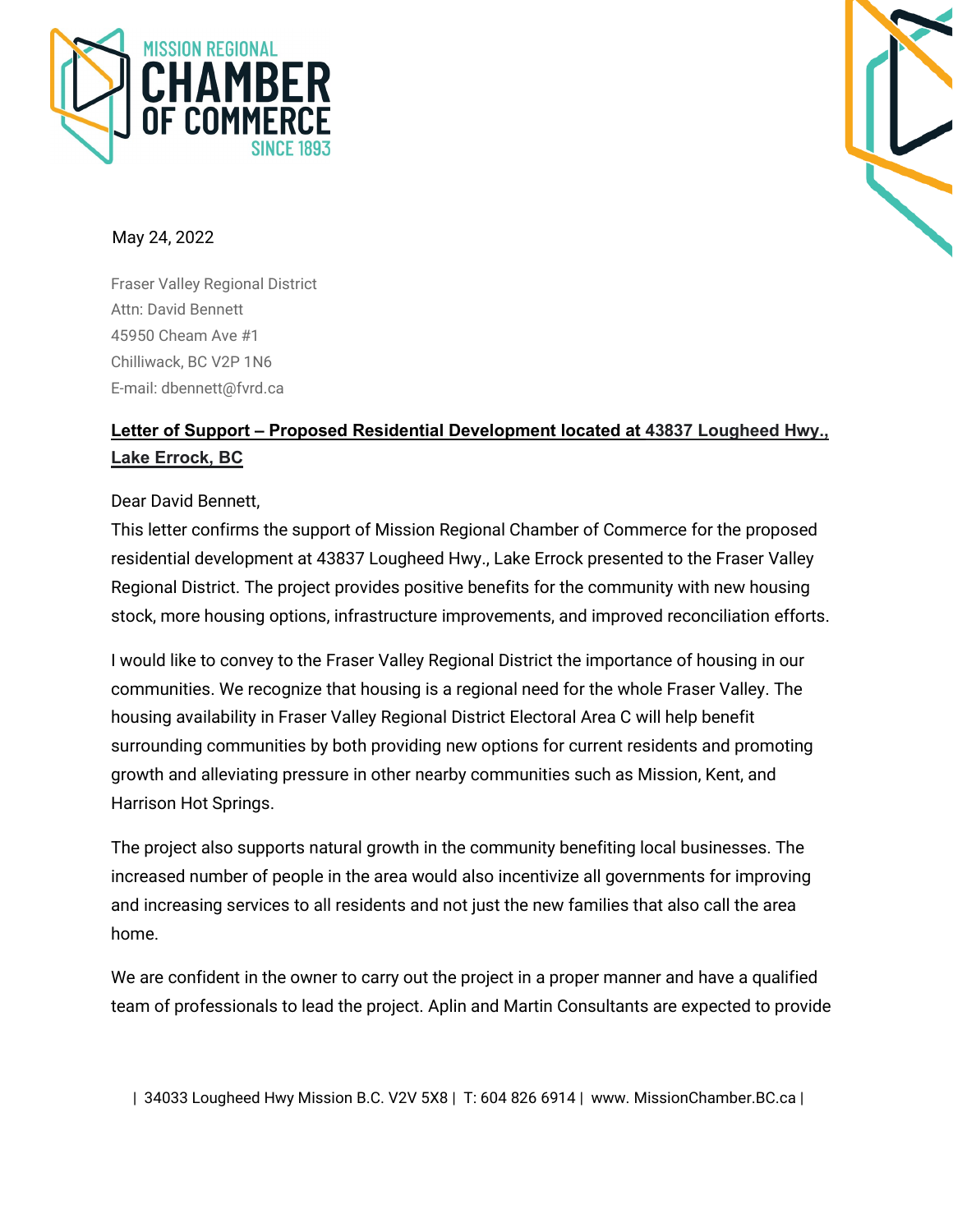MISSION REGIONAL **CHAMBER OF COMMERCE** SINCE 1893

May 24, 2022

Fraser Valley Regional District
Attn: David Bennett
45950 Cheam Ave #1
Chilliwack, BC V2P 1N6
E-mail: dbennett@fvrd.ca

**Letter of Support – Proposed Residential Development located at 43837 Lougheed Hwy., Lake Errock, BC**

Dear David Bennett,

This letter confirms the support of Mission Regional Chamber of Commerce for the proposed residential development at 43837 Lougheed Hwy., Lake Errock presented to the Fraser Valley Regional District. The project provides positive benefits for the community with new housing stock, more housing options, infrastructure improvements, and improved reconciliation efforts.

I would like to convey to the Fraser Valley Regional District the importance of housing in our communities. We recognize that housing is a regional need for the whole Fraser Valley. The housing availability in Fraser Valley Regional District Electoral Area C will help benefit surrounding communities by both providing new options for current residents and promoting growth and alleviating pressure in other nearby communities such as Mission, Kent, and Harrison Hot Springs.

The project also supports natural growth in the community benefiting local businesses. The increased number of people in the area would also incentivize all governments for improving and increasing services to all residents and not just the new families that also call the area home.

We are confident in the owner to carry out the project in a proper manner and have a qualified team of professionals to lead the project. Aplin and Martin Consultants are expected to provide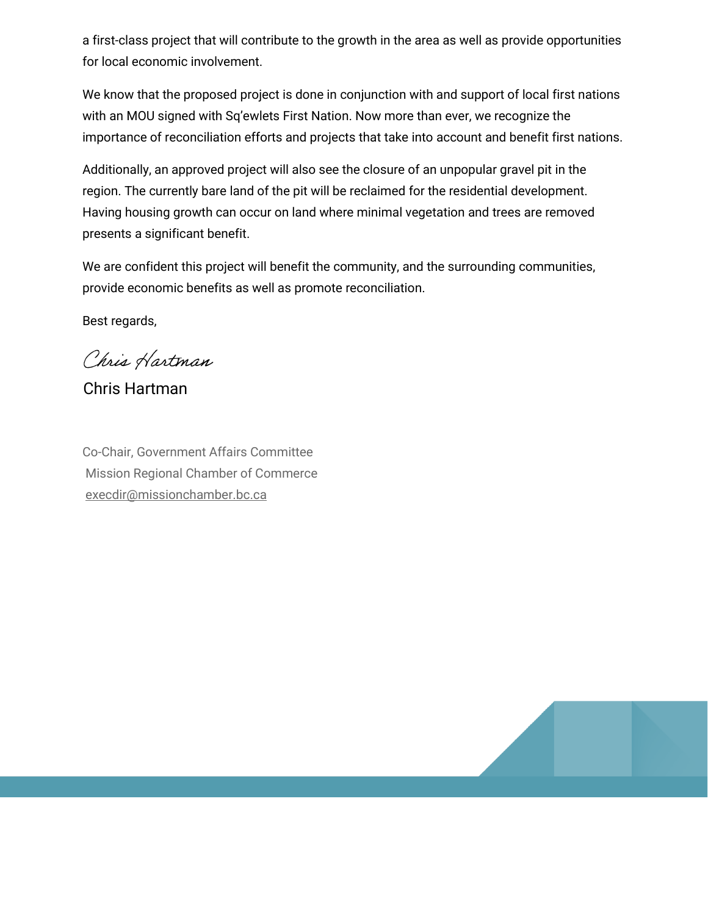a first-class project that will contribute to the growth in the area as well as provide opportunities for local economic involvement.

We know that the proposed project is done in conjunction with and support of local first nations with an MOU signed with Sq'ewlets First Nation. Now more than ever, we recognize the importance of reconciliation efforts and projects that take into account and benefit first nations.

Additionally, an approved project will also see the closure of an unpopular gravel pit in the region. The currently bare land of the pit will be reclaimed for the residential development. Having housing growth can occur on land where minimal vegetation and trees are removed presents a significant benefit.

We are confident this project will benefit the community, and the surrounding communities, provide economic benefits as well as promote reconciliation.

Best regards,

*Chris Hartman*

Chris Hartman

Co-Chair, Government Affairs Committee
Mission Regional Chamber of Commerce
execdir@missionchamber.bc.ca